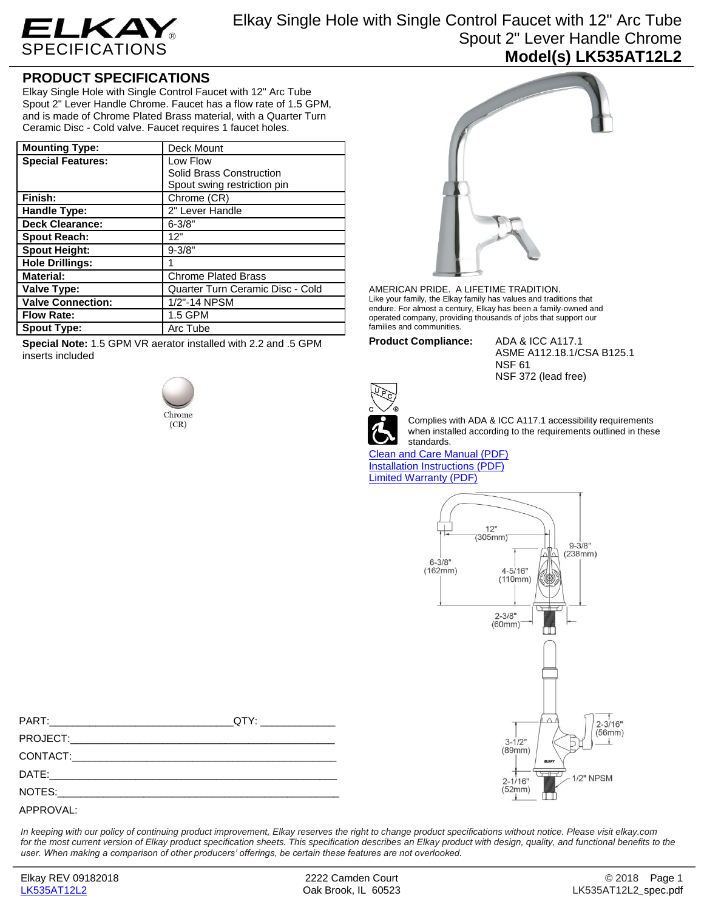# ELKAY SPECIFICATIONS

# Elkay Single Hole with Single Control Faucet with 12" Arc Tube Spout 2" Lever Handle Chrome

**Model(s) LK535AT12L2**

## PRODUCT SPECIFICATIONS

Elkay Single Hole with Single Control Faucet with 12" Arc Tube Spout 2" Lever Handle Chrome. Faucet has a flow rate of 1.5 GPM, and is made of Chrome Plated Brass material, with a Quarter Turn Ceramic Disc - Cold valve. Faucet requires 1 faucet holes.

| | |
|---|---|
| **Mounting Type:** | Deck Mount |
| **Special Features:** | Low Flow<br>Solid Brass Construction<br>Spout swing restriction pin |
| **Finish:** | Chrome (CR) |
| **Handle Type:** | 2" Lever Handle |
| **Deck Clearance:** | 6-3/8" |
| **Spout Reach:** | 12" |
| **Spout Height:** | 9-3/8" |
| **Hole Drillings:** | 1 |
| **Material:** | Chrome Plated Brass |
| **Valve Type:** | Quarter Turn Ceramic Disc - Cold |
| **Valve Connection:** | 1/2"-14 NPSM |
| **Flow Rate:** | 1.5 GPM |
| **Spout Type:** | Arc Tube |

**Special Note:** 1.5 GPM VR aerator installed with 2.2 and .5 GPM inserts included

Chrome (CR)

AMERICAN PRIDE. A LIFETIME TRADITION.
Like your family, the Elkay family has values and traditions that endure. For almost a century, Elkay has been a family-owned and operated company, providing thousands of jobs that support our families and communities.

**Product Compliance:**
ADA & ICC A117.1
ASME A112.18.1/CSA B125.1
NSF 61
NSF 372 (lead free)

Complies with ADA & ICC A117.1 accessibility requirements when installed according to the requirements outlined in these standards.

Clean and Care Manual (PDF)
Installation Instructions (PDF)
Limited Warranty (PDF)

12" (305mm)
9-3/8" (238mm)
6-3/8" (162mm)
4-5/16" (110mm)
2-3/8" (60mm)
2-3/16" (56mm)
3-1/2" (89mm)
2-1/16" (52mm)
1/2" NPSM

PART:______________________________QTY: ____________
PROJECT:_____________________________________________
CONTACT:_____________________________________________
DATE:________________________________________________
NOTES:_______________________________________________
APPROVAL:

*In keeping with our policy of continuing product improvement, Elkay reserves the right to change product specifications without notice. Please visit elkay.com for the most current version of Elkay product specification sheets. This specification describes an Elkay product with design, quality, and functional benefits to the user. When making a comparison of other producers' offerings, be certain these features are not overlooked.*

Elkay REV 09182018
LK535AT12L2

2222 Camden Court
Oak Brook, IL 60523

© 2018
LK535AT12L2_spec.pdf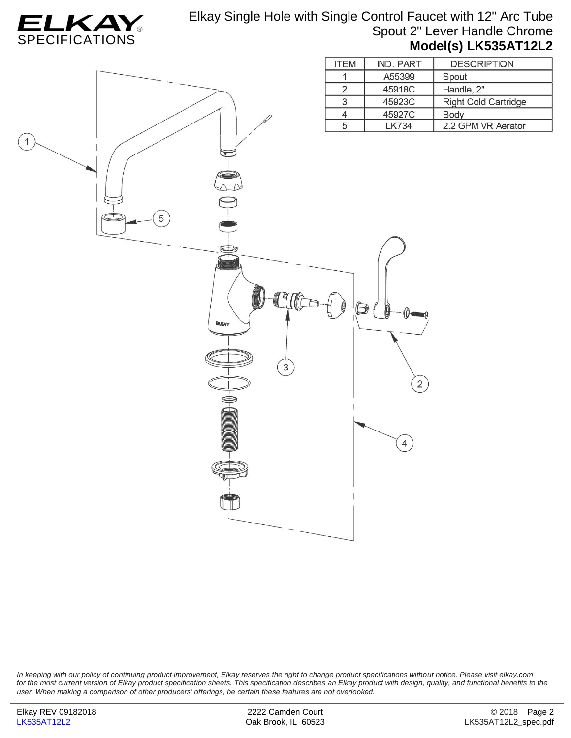# ELKAY SPECIFICATIONS

## Elkay Single Hole with Single Control Faucet with 12" Arc Tube Spout 2" Lever Handle Chrome

### Model(s) LK535AT12L2

| ITEM | IND. PART | DESCRIPTION |
|---|---|---|
| 1 | A55399 | Spout |
| 2 | 45918C | Handle, 2" |
| 3 | 45923C | Right Cold Cartridge |
| 4 | 45927C | Body |
| 5 | LK734 | 2.2 GPM VR Aerator |

1

5

3

2

4

*In keeping with our policy of continuing product improvement, Elkay reserves the right to change product specifications without notice. Please visit elkay.com for the most current version of Elkay product specification sheets. This specification describes an Elkay product with design, quality, and functional benefits to the user. When making a comparison of other producers' offerings, be certain these features are not overlooked.*

Elkay REV 09182018
LK535AT12L2

2222 Camden Court
Oak Brook, IL 60523

© 2018
LK535AT12L2_spec.pdf